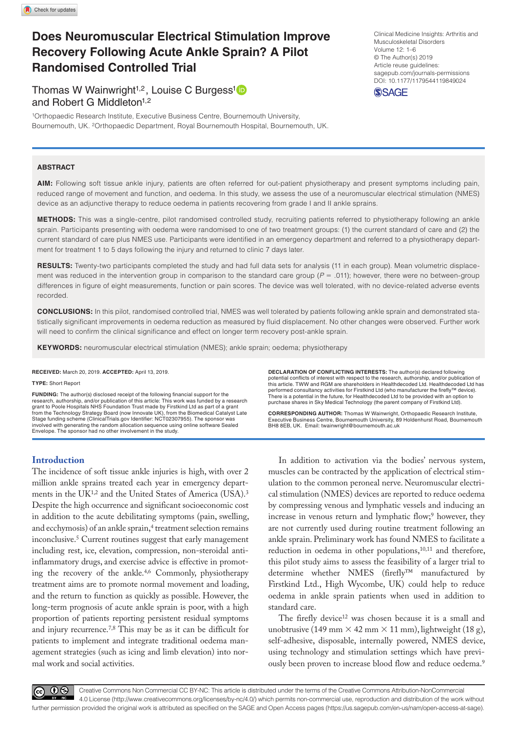# Does Neuromuscular Electrical Stimulation Improve Recovery Following Acute Ankle Sprain? A Pilot Randomised Controlled Trial

Thomas W Wainwright[1,2], Louise C Burgess[1] and Robert G Middleton[1,2]

[1]Orthopaedic Research Institute, Executive Business Centre, Bournemouth University, Bournemouth, UK. [2]Orthopaedic Department, Royal Bournemouth Hospital, Bournemouth, UK.

Clinical Medicine Insights: Arthritis and Musculoskeletal Disorders
Volume 12: 1–6
© The Author(s) 2019
Article reuse guidelines: sagepub.com/journals-permissions
DOI: 10.1177/1179544119849024

## ABSTRACT

**AIM:** Following soft tissue ankle injury, patients are often referred for out-patient physiotherapy and present symptoms including pain, reduced range of movement and function, and oedema. In this study, we assess the use of a neuromuscular electrical stimulation (NMES) device as an adjunctive therapy to reduce oedema in patients recovering from grade I and II ankle sprains.

**METHODS:** This was a single-centre, pilot randomised controlled study, recruiting patients referred to physiotherapy following an ankle sprain. Participants presenting with oedema were randomised to one of two treatment groups: (1) the current standard of care and (2) the current standard of care plus NMES use. Participants were identified in an emergency department and referred to a physiotherapy department for treatment 1 to 5 days following the injury and returned to clinic 7 days later.

**RESULTS:** Twenty-two participants completed the study and had full data sets for analysis (11 in each group). Mean volumetric displacement was reduced in the intervention group in comparison to the standard care group ($P$ = .011); however, there were no between-group differences in figure of eight measurements, function or pain scores. The device was well tolerated, with no device-related adverse events recorded.

**CONCLUSIONS:** In this pilot, randomised controlled trial, NMES was well tolerated by patients following ankle sprain and demonstrated statistically significant improvements in oedema reduction as measured by fluid displacement. No other changes were observed. Further work will need to confirm the clinical significance and effect on longer term recovery post-ankle sprain.

**KEYWORDS:** neuromuscular electrical stimulation (NMES); ankle sprain; oedema; physiotherapy

**RECEIVED:** March 20, 2019. **ACCEPTED:** April 13, 2019.

**TYPE:** Short Report

**FUNDING:** The author(s) disclosed receipt of the following financial support for the research, authorship, and/or publication of this article: This work was funded by a research grant to Poole Hospitals NHS Foundation Trust made by Firstkind Ltd as part of a grant from the Technology Strategy Board (now Innovate UK), from the Biomedical Catalyst Late Stage funding scheme (ClinicalTrials.gov Identifier: NCT02307955). The sponsor was involved with generating the random allocation sequence using online software Sealed Envelope. The sponsor had no other involvement in the study.

**DECLARATION OF CONFLICTING INTERESTS:** The author(s) declared following potential conflicts of interest with respect to the research, authorship, and/or publication of this article. TWW and RGM are shareholders in Healthdecoded Ltd. Healthdecoded Ltd has performed consultancy activities for Firstkind Ltd (who manufacturer the firefly™ device). There is a potential in the future, for Healthdecoded Ltd to be provided with an option to purchase shares in Sky Medical Technology (the parent company of Firstkind Ltd).

**CORRESPONDING AUTHOR:** Thomas W Wainwright, Orthopaedic Research Institute, Executive Business Centre, Bournemouth University, 89 Holdenhurst Road, Bournemouth BH8 8EB, UK. Email: twainwright@bournemouth.ac.uk

## Introduction

The incidence of soft tissue ankle injuries is high, with over 2 million ankle sprains treated each year in emergency departments in the UK[1,2] and the United States of America (USA).[3] Despite the high occurrence and significant socioeconomic cost in addition to the acute debilitating symptoms (pain, swelling, and ecchymosis) of an ankle sprain,[4] treatment selection remains inconclusive.[5] Current routines suggest that early management including rest, ice, elevation, compression, non-steroidal anti-inflammatory drugs, and exercise advice is effective in promoting the recovery of the ankle.[4,6] Commonly, physiotherapy treatment aims are to promote normal movement and loading, and the return to function as quickly as possible. However, the long-term prognosis of acute ankle sprain is poor, with a high proportion of patients reporting persistent residual symptoms and injury recurrence.[7,8] This may be as it can be difficult for patients to implement and integrate traditional oedema management strategies (such as icing and limb elevation) into normal work and social activities.

In addition to activation via the bodies' nervous system, muscles can be contracted by the application of electrical stimulation to the common peroneal nerve. Neuromuscular electrical stimulation (NMES) devices are reported to reduce oedema by compressing venous and lymphatic vessels and inducing an increase in venous return and lymphatic flow;[9] however, they are not currently used during routine treatment following an ankle sprain. Preliminary work has found NMES to facilitate a reduction in oedema in other populations,[10,11] and therefore, this pilot study aims to assess the feasibility of a larger trial to determine whether NMES (firefly™ manufactured by Firstkind Ltd., High Wycombe, UK) could help to reduce oedema in ankle sprain patients when used in addition to standard care.

The firefly device[12] was chosen because it is a small and unobtrusive (149 mm × 42 mm × 11 mm), lightweight (18 g), self-adhesive, disposable, internally powered, NMES device, using technology and stimulation settings which have previously been proven to increase blood flow and reduce oedema.[9]

Creative Commons Non Commercial CC BY-NC: This article is distributed under the terms of the Creative Commons Attribution-NonCommercial 4.0 License (http://www.creativecommons.org/licenses/by-nc/4.0/) which permits non-commercial use, reproduction and distribution of the work without further permission provided the original work is attributed as specified on the SAGE and Open Access pages (https://us.sagepub.com/en-us/nam/open-access-at-sage).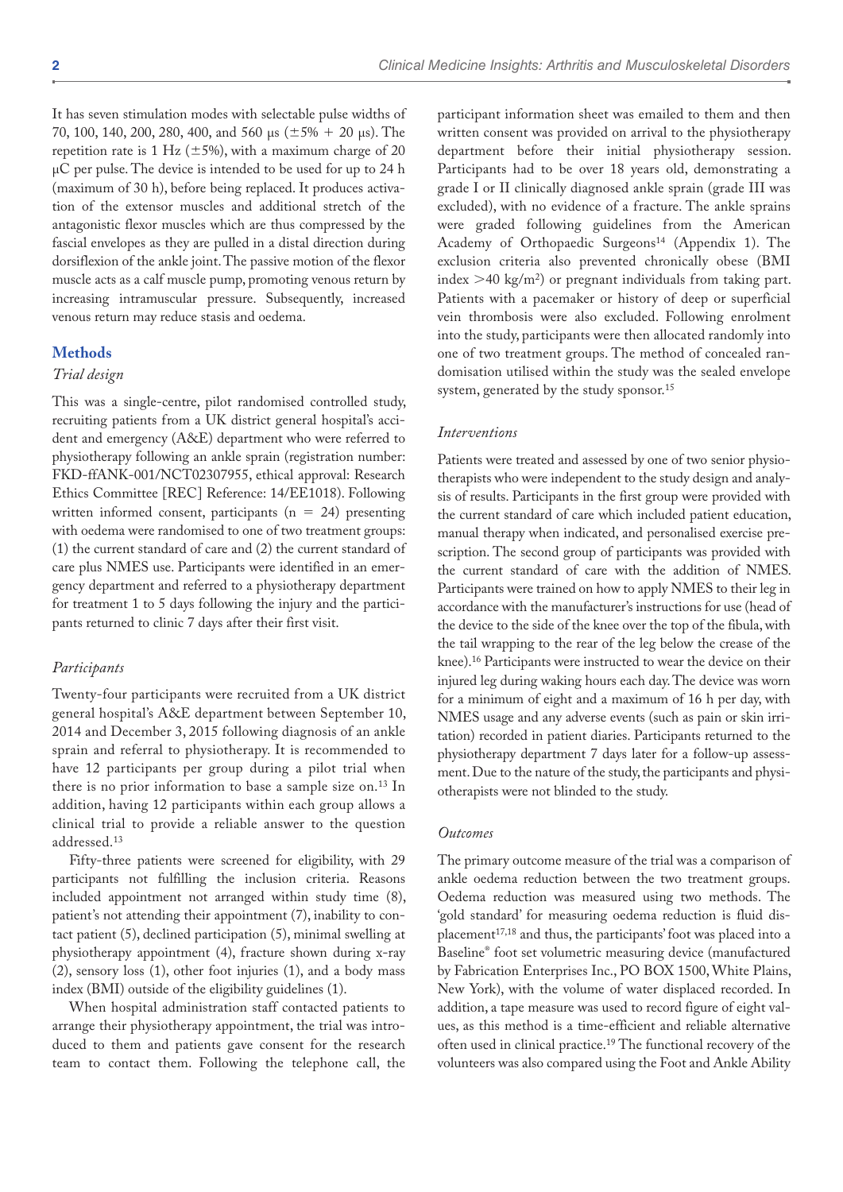It has seven stimulation modes with selectable pulse widths of 70, 100, 140, 200, 280, 400, and 560 μs (±5% + 20 μs). The repetition rate is 1 Hz (±5%), with a maximum charge of 20 μC per pulse. The device is intended to be used for up to 24 h (maximum of 30 h), before being replaced. It produces activation of the extensor muscles and additional stretch of the antagonistic flexor muscles which are thus compressed by the fascial envelopes as they are pulled in a distal direction during dorsiflexion of the ankle joint. The passive motion of the flexor muscle acts as a calf muscle pump, promoting venous return by increasing intramuscular pressure. Subsequently, increased venous return may reduce stasis and oedema.

## Methods

### *Trial design*

This was a single-centre, pilot randomised controlled study, recruiting patients from a UK district general hospital's accident and emergency (A&E) department who were referred to physiotherapy following an ankle sprain (registration number: FKD-ffANK-001/NCT02307955, ethical approval: Research Ethics Committee [REC] Reference: 14/EE1018). Following written informed consent, participants (n = 24) presenting with oedema were randomised to one of two treatment groups: (1) the current standard of care and (2) the current standard of care plus NMES use. Participants were identified in an emergency department and referred to a physiotherapy department for treatment 1 to 5 days following the injury and the participants returned to clinic 7 days after their first visit.

### *Participants*

Twenty-four participants were recruited from a UK district general hospital's A&E department between September 10, 2014 and December 3, 2015 following diagnosis of an ankle sprain and referral to physiotherapy. It is recommended to have 12 participants per group during a pilot trial when there is no prior information to base a sample size on.[13] In addition, having 12 participants within each group allows a clinical trial to provide a reliable answer to the question addressed.[13]

Fifty-three patients were screened for eligibility, with 29 participants not fulfilling the inclusion criteria. Reasons included appointment not arranged within study time (8), patient's not attending their appointment (7), inability to contact patient (5), declined participation (5), minimal swelling at physiotherapy appointment (4), fracture shown during x-ray (2), sensory loss (1), other foot injuries (1), and a body mass index (BMI) outside of the eligibility guidelines (1).

When hospital administration staff contacted patients to arrange their physiotherapy appointment, the trial was introduced to them and patients gave consent for the research team to contact them. Following the telephone call, the participant information sheet was emailed to them and then written consent was provided on arrival to the physiotherapy department before their initial physiotherapy session. Participants had to be over 18 years old, demonstrating a grade I or II clinically diagnosed ankle sprain (grade III was excluded), with no evidence of a fracture. The ankle sprains were graded following guidelines from the American Academy of Orthopaedic Surgeons[14] (Appendix 1). The exclusion criteria also prevented chronically obese (BMI index >40 kg/m$^2$) or pregnant individuals from taking part. Patients with a pacemaker or history of deep or superficial vein thrombosis were also excluded. Following enrolment into the study, participants were then allocated randomly into one of two treatment groups. The method of concealed randomisation utilised within the study was the sealed envelope system, generated by the study sponsor.[15]

### *Interventions*

Patients were treated and assessed by one of two senior physiotherapists who were independent to the study design and analysis of results. Participants in the first group were provided with the current standard of care which included patient education, manual therapy when indicated, and personalised exercise prescription. The second group of participants was provided with the current standard of care with the addition of NMES. Participants were trained on how to apply NMES to their leg in accordance with the manufacturer's instructions for use (head of the device to the side of the knee over the top of the fibula, with the tail wrapping to the rear of the leg below the crease of the knee).[16] Participants were instructed to wear the device on their injured leg during waking hours each day. The device was worn for a minimum of eight and a maximum of 16 h per day, with NMES usage and any adverse events (such as pain or skin irritation) recorded in patient diaries. Participants returned to the physiotherapy department 7 days later for a follow-up assessment. Due to the nature of the study, the participants and physiotherapists were not blinded to the study.

### *Outcomes*

The primary outcome measure of the trial was a comparison of ankle oedema reduction between the two treatment groups. Oedema reduction was measured using two methods. The 'gold standard' for measuring oedema reduction is fluid displacement[17,18] and thus, the participants' foot was placed into a Baseline® foot set volumetric measuring device (manufactured by Fabrication Enterprises Inc., PO BOX 1500, White Plains, New York), with the volume of water displaced recorded. In addition, a tape measure was used to record figure of eight values, as this method is a time-efficient and reliable alternative often used in clinical practice.[19] The functional recovery of the volunteers was also compared using the Foot and Ankle Ability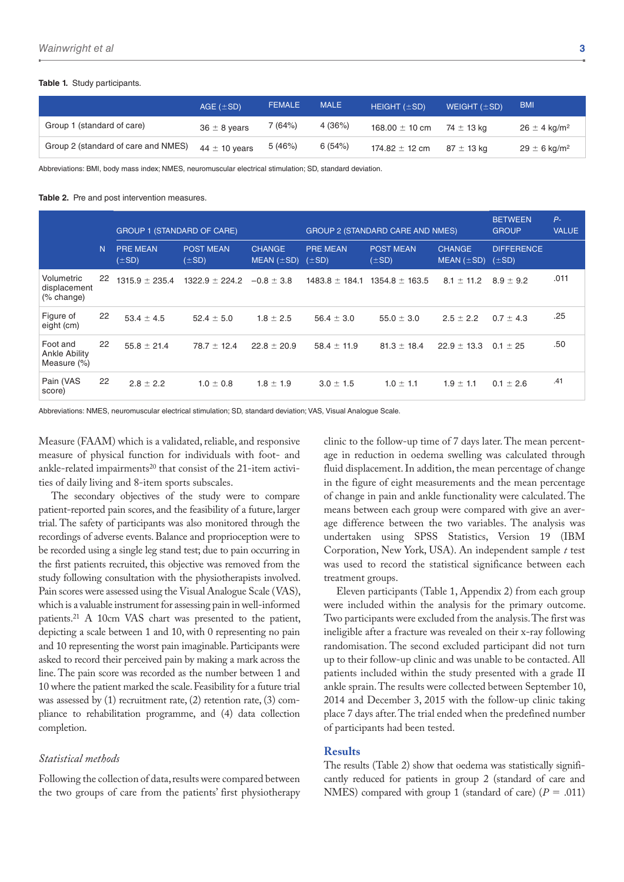**Table 1.** Study participants.

| | AGE (±SD) | FEMALE | MALE | HEIGHT (±SD) | WEIGHT (±SD) | BMI |
|---|---|---|---|---|---|---|
| Group 1 (standard of care) | 36 ± 8 years | 7 (64%) | 4 (36%) | 168.00 ± 10 cm | 74 ± 13 kg | 26 ± 4 kg/m$^2$ |
| Group 2 (standard of care and NMES) | 44 ± 10 years | 5 (46%) | 6 (54%) | 174.82 ± 12 cm | 87 ± 13 kg | 29 ± 6 kg/m$^2$ |

Abbreviations: BMI, body mass index; NMES, neuromuscular electrical stimulation; SD, standard deviation.

**Table 2.** Pre and post intervention measures.

| | | GROUP 1 (STANDARD OF CARE) | | | GROUP 2 (STANDARD CARE AND NMES) | | | BETWEEN GROUP | P-VALUE |
|---|---|---|---|---|---|---|---|---|---|
| | N | PRE MEAN (±SD) | POST MEAN (±SD) | CHANGE MEAN (±SD) | PRE MEAN (±SD) | POST MEAN (±SD) | CHANGE MEAN (±SD) | DIFFERENCE (±SD) | |
| Volumetric displacement (% change) | 22 | 1315.9 ± 235.4 | 1322.9 ± 224.2 | −0.8 ± 3.8 | 1483.8 ± 184.1 | 1354.8 ± 163.5 | 8.1 ± 11.2 | 8.9 ± 9.2 | .011 |
| Figure of eight (cm) | 22 | 53.4 ± 4.5 | 52.4 ± 5.0 | 1.8 ± 2.5 | 56.4 ± 3.0 | 55.0 ± 3.0 | 2.5 ± 2.2 | 0.7 ± 4.3 | .25 |
| Foot and Ankle Ability Measure (%) | 22 | 55.8 ± 21.4 | 78.7 ± 12.4 | 22.8 ± 20.9 | 58.4 ± 11.9 | 81.3 ± 18.4 | 22.9 ± 13.3 | 0.1 ± 25 | .50 |
| Pain (VAS score) | 22 | 2.8 ± 2.2 | 1.0 ± 0.8 | 1.8 ± 1.9 | 3.0 ± 1.5 | 1.0 ± 1.1 | 1.9 ± 1.1 | 0.1 ± 2.6 | .41 |

Abbreviations: NMES, neuromuscular electrical stimulation; SD, standard deviation; VAS, Visual Analogue Scale.

Measure (FAAM) which is a validated, reliable, and responsive measure of physical function for individuals with foot- and ankle-related impairments[20] that consist of the 21-item activities of daily living and 8-item sports subscales.

The secondary objectives of the study were to compare patient-reported pain scores, and the feasibility of a future, larger trial. The safety of participants was also monitored through the recordings of adverse events. Balance and proprioception were to be recorded using a single leg stand test; due to pain occurring in the first patients recruited, this objective was removed from the study following consultation with the physiotherapists involved. Pain scores were assessed using the Visual Analogue Scale (VAS), which is a valuable instrument for assessing pain in well-informed patients.[21] A 10cm VAS chart was presented to the patient, depicting a scale between 1 and 10, with 0 representing no pain and 10 representing the worst pain imaginable. Participants were asked to record their perceived pain by making a mark across the line. The pain score was recorded as the number between 1 and 10 where the patient marked the scale. Feasibility for a future trial was assessed by (1) recruitment rate, (2) retention rate, (3) compliance to rehabilitation programme, and (4) data collection completion.

### *Statistical methods*

Following the collection of data, results were compared between the two groups of care from the patients' first physiotherapy clinic to the follow-up time of 7 days later. The mean percentage in reduction in oedema swelling was calculated through fluid displacement. In addition, the mean percentage of change in the figure of eight measurements and the mean percentage of change in pain and ankle functionality were calculated. The means between each group were compared with give an average difference between the two variables. The analysis was undertaken using SPSS Statistics, Version 19 (IBM Corporation, New York, USA). An independent sample *t* test was used to record the statistical significance between each treatment groups.

Eleven participants (Table 1, Appendix 2) from each group were included within the analysis for the primary outcome. Two participants were excluded from the analysis. The first was ineligible after a fracture was revealed on their x-ray following randomisation. The second excluded participant did not turn up to their follow-up clinic and was unable to be contacted. All patients included within the study presented with a grade II ankle sprain. The results were collected between September 10, 2014 and December 3, 2015 with the follow-up clinic taking place 7 days after. The trial ended when the predefined number of participants had been tested.

## Results

The results (Table 2) show that oedema was statistically significantly reduced for patients in group 2 (standard of care and NMES) compared with group 1 (standard of care) ($P = .011$)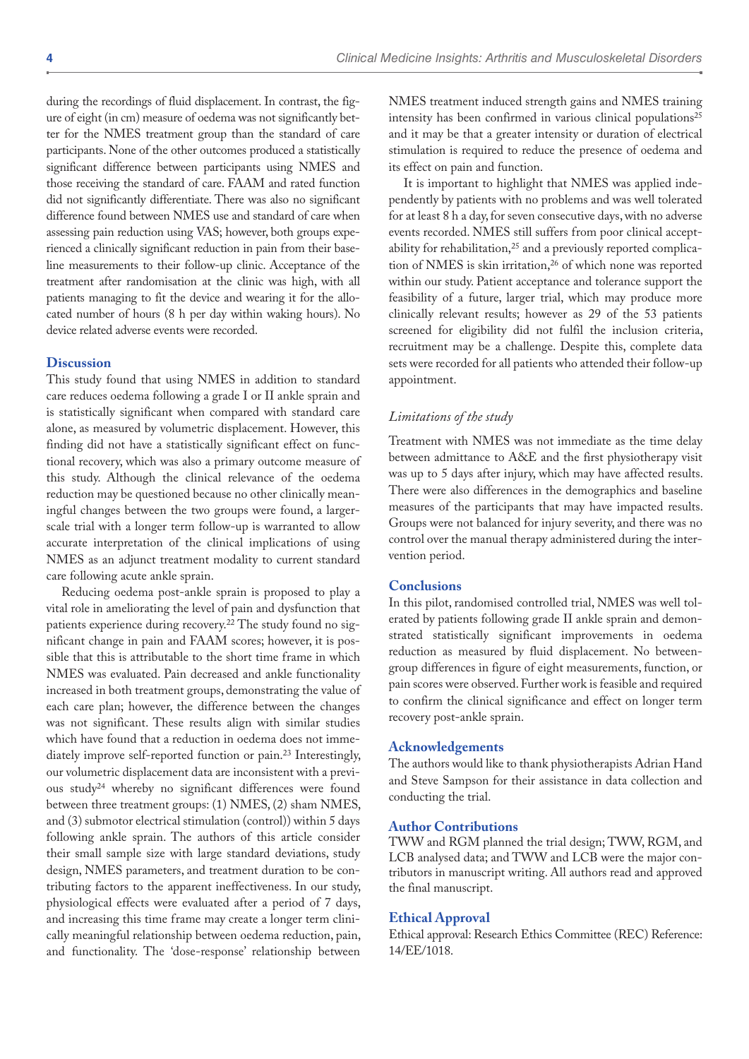during the recordings of fluid displacement. In contrast, the figure of eight (in cm) measure of oedema was not significantly better for the NMES treatment group than the standard of care participants. None of the other outcomes produced a statistically significant difference between participants using NMES and those receiving the standard of care. FAAM and rated function did not significantly differentiate. There was also no significant difference found between NMES use and standard of care when assessing pain reduction using VAS; however, both groups experienced a clinically significant reduction in pain from their baseline measurements to their follow-up clinic. Acceptance of the treatment after randomisation at the clinic was high, with all patients managing to fit the device and wearing it for the allocated number of hours (8 h per day within waking hours). No device related adverse events were recorded.

## Discussion

This study found that using NMES in addition to standard care reduces oedema following a grade I or II ankle sprain and is statistically significant when compared with standard care alone, as measured by volumetric displacement. However, this finding did not have a statistically significant effect on functional recovery, which was also a primary outcome measure of this study. Although the clinical relevance of the oedema reduction may be questioned because no other clinically meaningful changes between the two groups were found, a larger-scale trial with a longer term follow-up is warranted to allow accurate interpretation of the clinical implications of using NMES as an adjunct treatment modality to current standard care following acute ankle sprain.

Reducing oedema post-ankle sprain is proposed to play a vital role in ameliorating the level of pain and dysfunction that patients experience during recovery.[22] The study found no significant change in pain and FAAM scores; however, it is possible that this is attributable to the short time frame in which NMES was evaluated. Pain decreased and ankle functionality increased in both treatment groups, demonstrating the value of each care plan; however, the difference between the changes was not significant. These results align with similar studies which have found that a reduction in oedema does not immediately improve self-reported function or pain.[23] Interestingly, our volumetric displacement data are inconsistent with a previous study[24] whereby no significant differences were found between three treatment groups: (1) NMES, (2) sham NMES, and (3) submotor electrical stimulation (control)) within 5 days following ankle sprain. The authors of this article consider their small sample size with large standard deviations, study design, NMES parameters, and treatment duration to be contributing factors to the apparent ineffectiveness. In our study, physiological effects were evaluated after a period of 7 days, and increasing this time frame may create a longer term clinically meaningful relationship between oedema reduction, pain, and functionality. The 'dose-response' relationship between NMES treatment induced strength gains and NMES training intensity has been confirmed in various clinical populations[25] and it may be that a greater intensity or duration of electrical stimulation is required to reduce the presence of oedema and its effect on pain and function.

It is important to highlight that NMES was applied independently by patients with no problems and was well tolerated for at least 8 h a day, for seven consecutive days, with no adverse events recorded. NMES still suffers from poor clinical acceptability for rehabilitation,[25] and a previously reported complication of NMES is skin irritation,[26] of which none was reported within our study. Patient acceptance and tolerance support the feasibility of a future, larger trial, which may produce more clinically relevant results; however as 29 of the 53 patients screened for eligibility did not fulfil the inclusion criteria, recruitment may be a challenge. Despite this, complete data sets were recorded for all patients who attended their follow-up appointment.

### *Limitations of the study*

Treatment with NMES was not immediate as the time delay between admittance to A&E and the first physiotherapy visit was up to 5 days after injury, which may have affected results. There were also differences in the demographics and baseline measures of the participants that may have impacted results. Groups were not balanced for injury severity, and there was no control over the manual therapy administered during the intervention period.

## Conclusions

In this pilot, randomised controlled trial, NMES was well tolerated by patients following grade II ankle sprain and demonstrated statistically significant improvements in oedema reduction as measured by fluid displacement. No between-group differences in figure of eight measurements, function, or pain scores were observed. Further work is feasible and required to confirm the clinical significance and effect on longer term recovery post-ankle sprain.

## Acknowledgements

The authors would like to thank physiotherapists Adrian Hand and Steve Sampson for their assistance in data collection and conducting the trial.

## Author Contributions

TWW and RGM planned the trial design; TWW, RGM, and LCB analysed data; and TWW and LCB were the major contributors in manuscript writing. All authors read and approved the final manuscript.

## Ethical Approval

Ethical approval: Research Ethics Committee (REC) Reference: 14/EE/1018.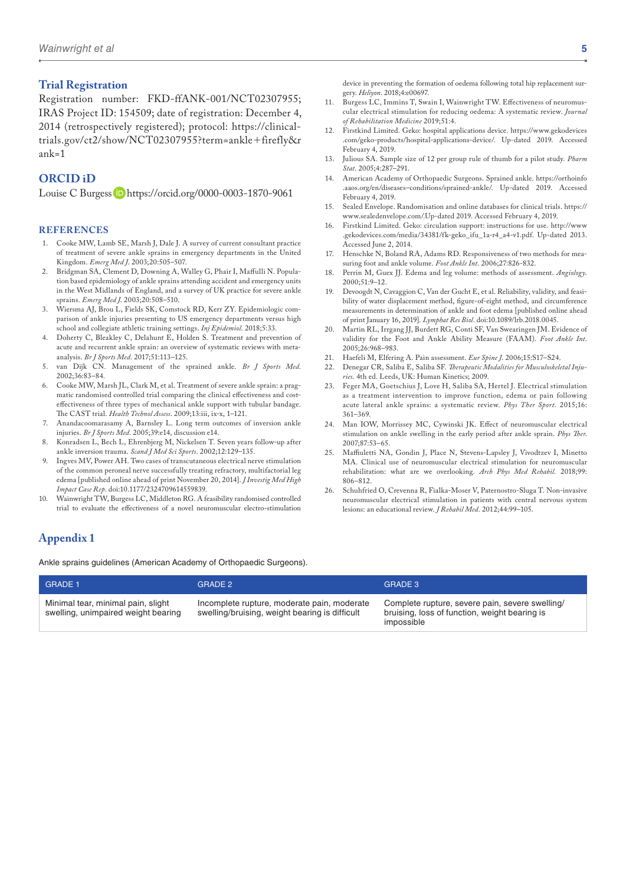## Trial Registration

Registration number: FKD-ffANK-001/NCT02307955; IRAS Project ID: 154509; date of registration: December 4, 2014 (retrospectively registered); protocol: https://clinicaltrials.gov/ct2/show/NCT02307955?term=ankle+firefly&rank=1

## ORCID iD

Louise C Burgess https://orcid.org/0000-0003-1870-9061

## REFERENCES

1. Cooke MW, Lamb SE, Marsh J, Dale J. A survey of current consultant practice of treatment of severe ankle sprains in emergency departments in the United Kingdom. *Emerg Med J*. 2003;20:505–507.
2. Bridgman SA, Clement D, Downing A, Walley G, Phair I, Maffulli N. Population based epidemiology of ankle sprains attending accident and emergency units in the West Midlands of England, and a survey of UK practice for severe ankle sprains. *Emerg Med J*. 2003;20:508–510.
3. Wiersma AJ, Brou L, Fields SK, Comstock RD, Kerr ZY. Epidemiologic comparison of ankle injuries presenting to US emergency departments versus high school and collegiate athletic training settings. *Inj Epidemiol*. 2018;5:33.
4. Doherty C, Bleakley C, Delahunt E, Holden S. Treatment and prevention of acute and recurrent ankle sprain: an overview of systematic reviews with meta-analysis. *Br J Sports Med*. 2017;51:113–125.
5. van Dijk CN. Management of the sprained ankle. *Br J Sports Med*. 2002;36:83–84.
6. Cooke MW, Marsh JL, Clark M, et al. Treatment of severe ankle sprain: a pragmatic randomised controlled trial comparing the clinical effectiveness and cost-effectiveness of three types of mechanical ankle support with tubular bandage. The CAST trial. *Health Technol Assess*. 2009;13:iii, ix-x, 1–121.
7. Anandacoomarasamy A, Barnsley L. Long term outcomes of inversion ankle injuries. *Br J Sports Med*. 2005;39:e14, discussion e14.
8. Konradsen L, Bech L, Ehrenbjerg M, Nickelsen T. Seven years follow-up after ankle inversion trauma. *Scand J Med Sci Sports*. 2002;12:129–135.
9. Ingves MV, Power AH. Two cases of transcutaneous electrical nerve stimulation of the common peroneal nerve successfully treating refractory, multifactorial leg edema [published online ahead of print November 20, 2014]. *J Investig Med High Impact Case Rep*. doi:10.1177/2324709614559839.
10. Wainwright TW, Burgess LC, Middleton RG. A feasibility randomised controlled trial to evaluate the effectiveness of a novel neuromuscular electro-stimulation device in preventing the formation of oedema following total hip replacement surgery. *Heliyon*. 2018;4:e00697.
11. Burgess LC, Immins T, Swain I, Wainwright TW. Effectiveness of neuromuscular electrical stimulation for reducing oedema: A systematic review. *Journal of Rehabilitation Medicine* 2019;51:4.
12. Firstkind Limited. Geko: hospital applications device. https://www.gekodevices.com/geko-products/hospital-applications-device/. Up-dated 2019. Accessed February 4, 2019.
13. Julious SA. Sample size of 12 per group rule of thumb for a pilot study. *Pharm Stat*. 2005;4:287–291.
14. American Academy of Orthopaedic Surgeons. Sprained ankle. https://orthoinfo.aaos.org/en/diseases–conditions/sprained-ankle/. Up-dated 2019. Accessed February 4, 2019.
15. Sealed Envelope. Randomisation and online databases for clinical trials. https://www.sealedenvelope.com/.Up-dated 2019. Accessed February 4, 2019.
16. Firstkind Limited. Geko: circulation support: instructions for use. http://www.gekodevices.com/media/34381/fk-geko_ifu_1a-r4_a4-v1.pdf. Up-dated 2013. Accessed June 2, 2014.
17. Henschke N, Boland RA, Adams RD. Responsiveness of two methods for measuring foot and ankle volume. *Foot Ankle Int*. 2006;27:826-832.
18. Perrin M, Guex JJ. Edema and leg volume: methods of assessment. *Angiology*. 2000;51:9–12.
19. Devoogdt N, Cavaggion C, Van der Gucht E, et al. Reliability, validity, and feasibility of water displacement method, figure-of-eight method, and circumference measurements in determination of ankle and foot edema [published online ahead of print January 16, 2019]. *Lymphat Res Biol*. doi:10.1089/lrb.2018.0045.
20. Martin RL, Irrgang JJ, Burdett RG, Conti SF, Van Swearingen JM. Evidence of validity for the Foot and Ankle Ability Measure (FAAM). *Foot Ankle Int*. 2005;26:968–983.
21. Haefeli M, Elfering A. Pain assessment. *Eur Spine J*. 2006;15:S17–S24.
22. Denegar CR, Saliba E, Saliba SF. *Therapeutic Modalities for Musculoskeletal Injuries*. 4th ed. Leeds, UK: Human Kinetics; 2009.
23. Feger MA, Goetschius J, Love H, Saliba SA, Hertel J. Electrical stimulation as a treatment intervention to improve function, edema or pain following acute lateral ankle sprains: a systematic review. *Phys Ther Sport*. 2015;16: 361–369.
24. Man IOW, Morrissey MC, Cywinski JK. Effect of neuromuscular electrical stimulation on ankle swelling in the early period after ankle sprain. *Phys Ther*. 2007;87:53–65.
25. Maffiuletti NA, Gondin J, Place N, Stevens-Lapsley J, Vivodtzev I, Minetto MA. Clinical use of neuromuscular electrical stimulation for neuromuscular rehabilitation: what are we overlooking. *Arch Phys Med Rehabil*. 2018;99: 806–812.
26. Schuhfried O, Crevenna R, Fialka-Moser V, Paternostro-Sluga T. Non-invasive neuromuscular electrical stimulation in patients with central nervous system lesions: an educational review. *J Rehabil Med*. 2012;44:99–105.

## Appendix 1

Ankle sprains guidelines (American Academy of Orthopaedic Surgeons).

| GRADE 1 | GRADE 2 | GRADE 3 |
|---|---|---|
| Minimal tear, minimal pain, slight swelling, unimpaired weight bearing | Incomplete rupture, moderate pain, moderate swelling/bruising, weight bearing is difficult | Complete rupture, severe pain, severe swelling/bruising, loss of function, weight bearing is impossible |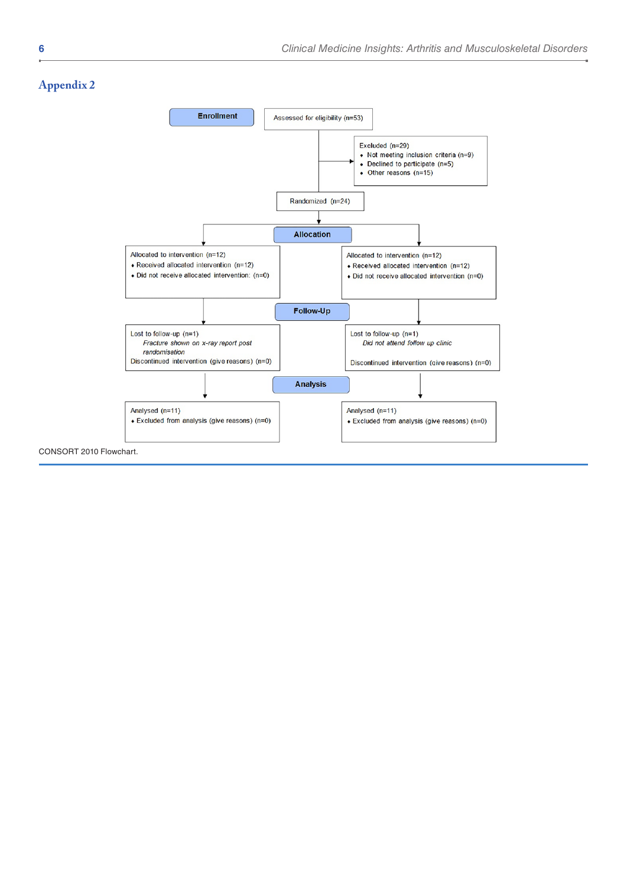## Appendix 2

Enrollment

Assessed for eligibility (n=53)

Excluded (n=29)
- Not meeting inclusion criteria (n=9)
- Declined to participate (n=5)
- Other reasons (n=15)

Randomized (n=24)

Allocation

Allocated to intervention (n=12)
- Received allocated intervention (n=12)
- Did not receive allocated intervention: (n=0)

Allocated to intervention (n=12)
- Received allocated intervention (n=12)
- Did not receive allocated intervention (n=0)

Follow-Up

Lost to follow-up (n=1)
*Fracture shown on x-ray report post randomisation*
Discontinued intervention (give reasons) (n=0)

Lost to follow-up (n=1)
*Did not attend follow up clinic*
Discontinued intervention (give reasons) (n=0)

Analysis

Analysed (n=11)
- Excluded from analysis (give reasons) (n=0)

Analysed (n=11)
- Excluded from analysis (give reasons) (n=0)

CONSORT 2010 Flowchart.